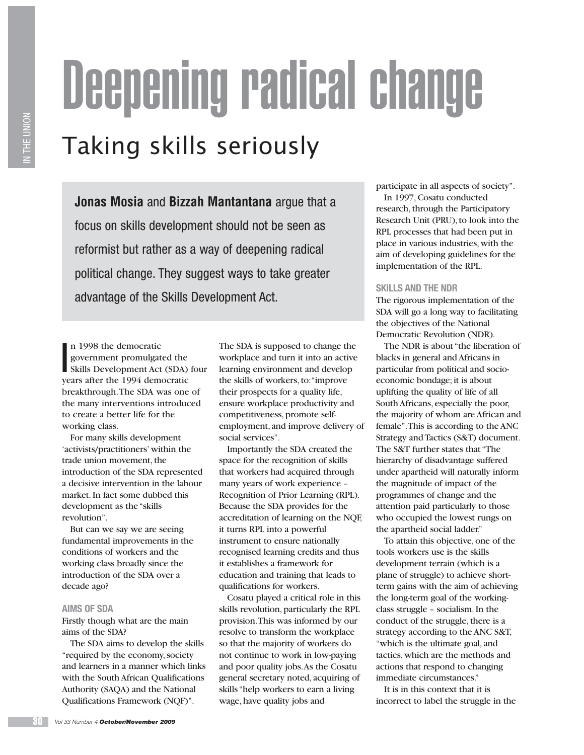# Deepening radical change

## Taking skills seriously

**Jonas Mosia** and **Bizzah Mantantana** argue that a focus on skills development should not be seen as reformist but rather as a way of deepening radical political change. They suggest ways to take greater advantage of the Skills Development Act.

In 1998 the democratic government promulgated the Skills Development Act (SDA) four years after the 1994 democratic breakthrough. The SDA was one of the many interventions introduced to create a better life for the working class.

For many skills development 'activists/practitioners' within the trade union movement, the introduction of the SDA represented a decisive intervention in the labour market. In fact some dubbed this development as the "skills revolution".

But can we say we are seeing fundamental improvements in the conditions of workers and the working class broadly since the introduction of the SDA over a decade ago?

### AIMS OF SDA

Firstly though what are the main aims of the SDA?

The SDA aims to develop the skills "required by the economy, society and learners in a manner which links with the South African Qualifications Authority (SAQA) and the National Qualifications Framework (NQF)".

The SDA is supposed to change the workplace and turn it into an active learning environment and develop the skills of workers, to: "improve their prospects for a quality life, ensure workplace productivity and competitiveness, promote self-employment, and improve delivery of social services".

Importantly the SDA created the space for the recognition of skills that workers had acquired through many years of work experience – Recognition of Prior Learning (RPL). Because the SDA provides for the accreditation of learning on the NQF, it turns RPL into a powerful instrument to ensure nationally recognised learning credits and thus it establishes a framework for education and training that leads to qualifications for workers.

Cosatu played a critical role in this skills revolution, particularly the RPL provision. This was informed by our resolve to transform the workplace so that the majority of workers do not continue to work in low-paying and poor quality jobs. As the Cosatu general secretary noted, acquiring of skills "help workers to earn a living wage, have quality jobs and participate in all aspects of society".

In 1997, Cosatu conducted research, through the Participatory Research Unit (PRU), to look into the RPL processes that had been put in place in various industries, with the aim of developing guidelines for the implementation of the RPL.

### SKILLS AND THE NDR

The rigorous implementation of the SDA will go a long way to facilitating the objectives of the National Democratic Revolution (NDR).

The NDR is about "the liberation of blacks in general and Africans in particular from political and socio-economic bondage; it is about uplifting the quality of life of all South Africans, especially the poor, the majority of whom are African and female". This is according to the ANC Strategy and Tactics (S&T) document. The S&T further states that "The hierarchy of disadvantage suffered under apartheid will naturally inform the magnitude of impact of the programmes of change and the attention paid particularly to those who occupied the lowest rungs on the apartheid social ladder."

To attain this objective, one of the tools workers use is the skills development terrain (which is a plane of struggle) to achieve short-term gains with the aim of achieving the long-term goal of the working-class struggle – socialism. In the conduct of the struggle, there is a strategy according to the ANC S&T, "which is the ultimate goal, and tactics, which are the methods and actions that respond to changing immediate circumstances."

It is in this context that it is incorrect to label the struggle in the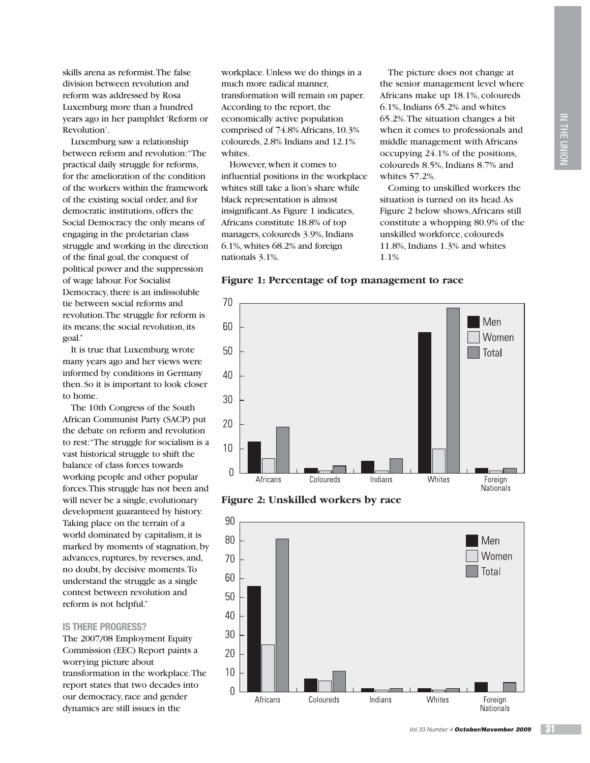skills arena as reformist. The false division between revolution and reform was addressed by Rosa Luxemburg more than a hundred years ago in her pamphlet 'Reform or Revolution'.

Luxemburg saw a relationship between reform and revolution: "The practical daily struggle for reforms, for the amelioration of the condition of the workers within the framework of the existing social order, and for democratic institutions, offers the Social Democracy the only means of engaging in the proletarian class struggle and working in the direction of the final goal, the conquest of political power and the suppression of wage labour. For Socialist Democracy, there is an indissoluble tie between social reforms and revolution. The struggle for reform is its means; the social revolution, its goal."

It is true that Luxemburg wrote many years ago and her views were informed by conditions in Germany then. So it is important to look closer to home.

The 10th Congress of the South African Communist Party (SACP) put the debate on reform and revolution to rest: "The struggle for socialism is a vast historical struggle to shift the balance of class forces towards working people and other popular forces. This struggle has not been and will never be a single, evolutionary development guaranteed by history. Taking place on the terrain of a world dominated by capitalism, it is marked by moments of stagnation, by advances, ruptures, by reverses, and, no doubt, by decisive moments. To understand the struggle as a single contest between revolution and reform is not helpful."

### IS THERE PROGRESS?

The 2007/08 Employment Equity Commission (EEC) Report paints a worrying picture about transformation in the workplace. The report states that two decades into our democracy, race and gender dynamics are still issues in the workplace. Unless we do things in a much more radical manner, transformation will remain on paper. According to the report, the economically active population comprised of 74.8% Africans, 10.3% coloureds, 2.8% Indians and 12.1% whites.

However, when it comes to influential positions in the workplace whites still take a lion's share while black representation is almost insignificant. As Figure 1 indicates, Africans constitute 18.8% of top managers, coloureds 3.9%, Indians 6.1%, whites 68.2% and foreign nationals 3.1%.

The picture does not change at the senior management level where Africans make up 18.1%, coloureds 6.1%, Indians 65.2% and whites 65.2%. The situation changes a bit when it comes to professionals and middle management with Africans occupying 24.1% of the positions, coloureds 8.5%, Indians 8.7% and whites 57.2%.

Coming to unskilled workers the situation is turned on its head. As Figure 2 below shows, Africans still constitute a whopping 80.9% of the unskilled workforce, coloureds 11.8%, Indians 1.3% and whites 1.1%

**Figure 1: Percentage of top management to race**

**Figure 2: Unskilled workers by race**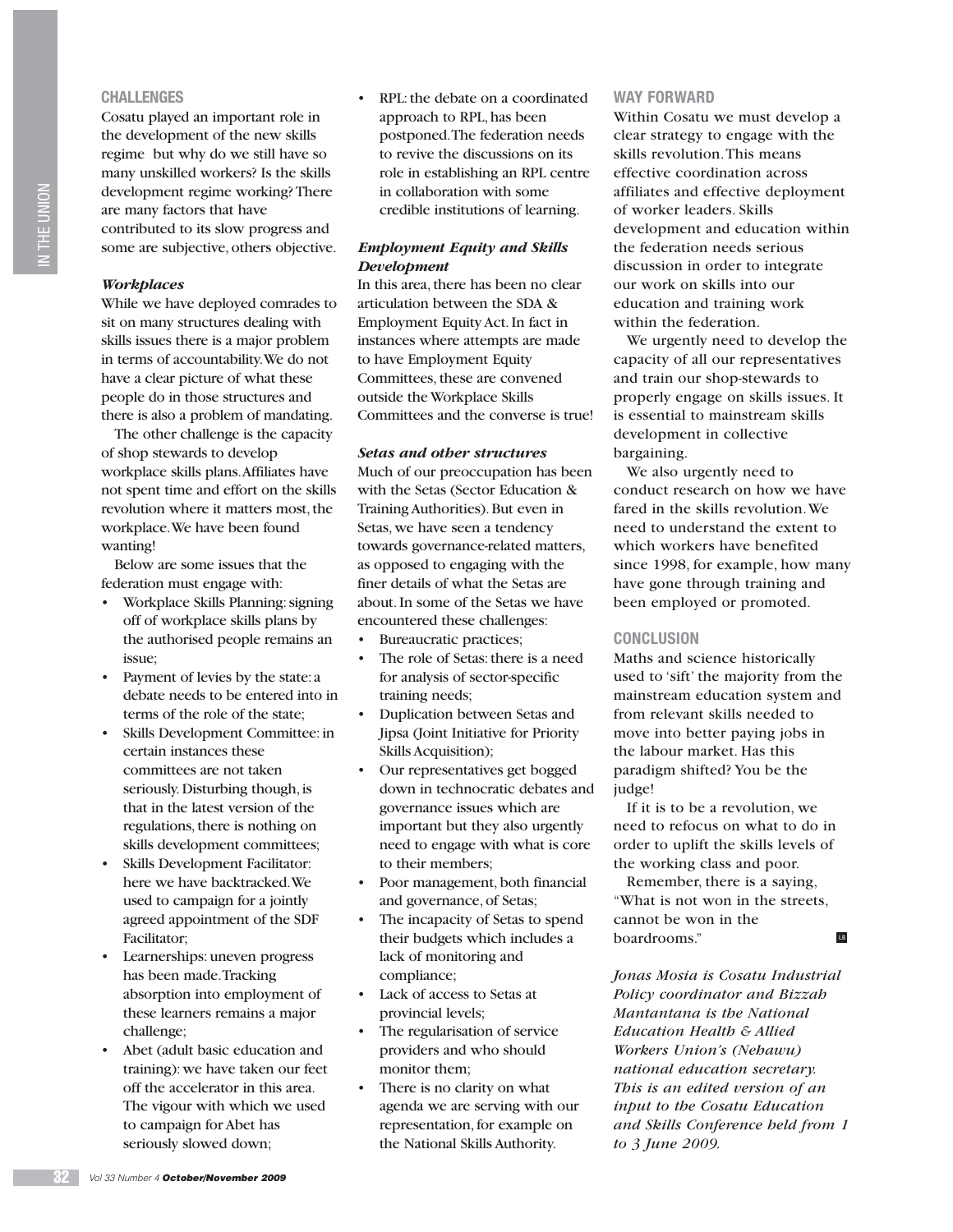## CHALLENGES

Cosatu played an important role in the development of the new skills regime but why do we still have so many unskilled workers? Is the skills development regime working? There are many factors that have contributed to its slow progress and some are subjective, others objective.

### *Workplaces*

While we have deployed comrades to sit on many structures dealing with skills issues there is a major problem in terms of accountability. We do not have a clear picture of what these people do in those structures and there is also a problem of mandating.

The other challenge is the capacity of shop stewards to develop workplace skills plans. Affiliates have not spent time and effort on the skills revolution where it matters most, the workplace. We have been found wanting!

Below are some issues that the federation must engage with:

- Workplace Skills Planning: signing off of workplace skills plans by the authorised people remains an issue;
- Payment of levies by the state: a debate needs to be entered into in terms of the role of the state;
- Skills Development Committee: in certain instances these committees are not taken seriously. Disturbing though, is that in the latest version of the regulations, there is nothing on skills development committees;
- Skills Development Facilitator: here we have backtracked. We used to campaign for a jointly agreed appointment of the SDF Facilitator;
- Learnerships: uneven progress has been made. Tracking absorption into employment of these learners remains a major challenge;
- Abet (adult basic education and training): we have taken our feet off the accelerator in this area. The vigour with which we used to campaign for Abet has seriously slowed down;
- RPL: the debate on a coordinated approach to RPL, has been postponed. The federation needs to revive the discussions on its role in establishing an RPL centre in collaboration with some credible institutions of learning.

### *Employment Equity and Skills Development*

In this area, there has been no clear articulation between the SDA & Employment Equity Act. In fact in instances where attempts are made to have Employment Equity Committees, these are convened outside the Workplace Skills Committees and the converse is true!

### *Setas and other structures*

Much of our preoccupation has been with the Setas (Sector Education & Training Authorities). But even in Setas, we have seen a tendency towards governance-related matters, as opposed to engaging with the finer details of what the Setas are about. In some of the Setas we have encountered these challenges:

- Bureaucratic practices;
- The role of Setas: there is a need for analysis of sector-specific training needs;
- Duplication between Setas and Jipsa (Joint Initiative for Priority Skills Acquisition);
- Our representatives get bogged down in technocratic debates and governance issues which are important but they also urgently need to engage with what is core to their members;
- Poor management, both financial and governance, of Setas;
- The incapacity of Setas to spend their budgets which includes a lack of monitoring and compliance;
- Lack of access to Setas at provincial levels;
- The regularisation of service providers and who should monitor them;
- There is no clarity on what agenda we are serving with our representation, for example on the National Skills Authority.

## WAY FORWARD

Within Cosatu we must develop a clear strategy to engage with the skills revolution. This means effective coordination across affiliates and effective deployment of worker leaders. Skills development and education within the federation needs serious discussion in order to integrate our work on skills into our education and training work within the federation.

We urgently need to develop the capacity of all our representatives and train our shop-stewards to properly engage on skills issues. It is essential to mainstream skills development in collective bargaining.

We also urgently need to conduct research on how we have fared in the skills revolution. We need to understand the extent to which workers have benefited since 1998, for example, how many have gone through training and been employed or promoted.

## CONCLUSION

Maths and science historically used to 'sift' the majority from the mainstream education system and from relevant skills needed to move into better paying jobs in the labour market. Has this paradigm shifted? You be the judge!

If it is to be a revolution, we need to refocus on what to do in order to uplift the skills levels of the working class and poor.

Remember, there is a saying, "What is not won in the streets, cannot be won in the boardrooms."

*Jonas Mosia is Cosatu Industrial Policy coordinator and Bizzah Mantantana is the National Education Health & Allied Workers Union's (Nehawu) national education secretary. This is an edited version of an input to the Cosatu Education and Skills Conference held from 1 to 3 June 2009.*